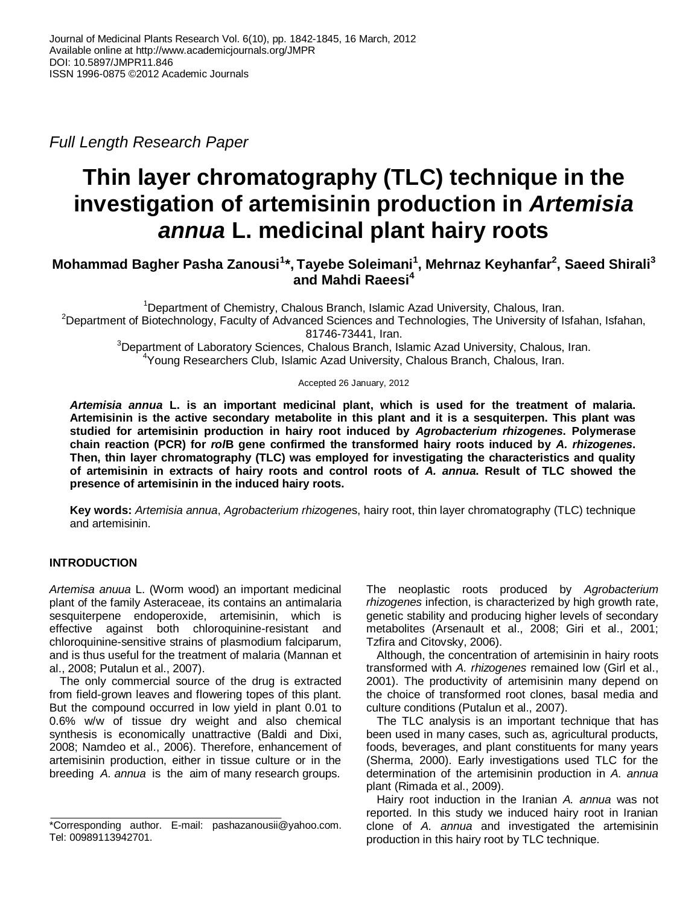Journal of Medicinal Plants Research Vol. 6(10), pp. 1842-1845, 16 March, 2012
Available online at http://www.academicjournals.org/JMPR
DOI: 10.5897/JMPR11.846
ISSN 1996-0875 ©2012 Academic Journals

*Full Length Research Paper*

# Thin layer chromatography (TLC) technique in the investigation of artemisinin production in *Artemisia annua* L. medicinal plant hairy roots

**Mohammad Bagher Pasha Zanousi[1]\*, Tayebe Soleimani[1], Mehrnaz Keyhanfar[2], Saeed Shirali[3] and Mahdi Raeesi[4]**

[1]Department of Chemistry, Chalous Branch, Islamic Azad University, Chalous, Iran.
[2]Department of Biotechnology, Faculty of Advanced Sciences and Technologies, The University of Isfahan, Isfahan, 81746-73441, Iran.
[3]Department of Laboratory Sciences, Chalous Branch, Islamic Azad University, Chalous, Iran.
[4]Young Researchers Club, Islamic Azad University, Chalous Branch, Chalous, Iran.

Accepted 26 January, 2012

***Artemisia annua* L. is an important medicinal plant, which is used for the treatment of malaria. Artemisinin is the active secondary metabolite in this plant and it is a sesquiterpen. This plant was studied for artemisinin production in hairy root induced by *Agrobacterium rhizogenes*. Polymerase chain reaction (PCR) for *rol*B gene confirmed the transformed hairy roots induced by *A. rhizogenes*. Then, thin layer chromatography (TLC) was employed for investigating the characteristics and quality of artemisinin in extracts of hairy roots and control roots of *A. annua*. Result of TLC showed the presence of artemisinin in the induced hairy roots.**

**Key words:** *Artemisia annua*, *Agrobacterium rhizogenes*, hairy root, thin layer chromatography (TLC) technique and artemisinin.

## INTRODUCTION

*Artemisa anuua* L. (Worm wood) an important medicinal plant of the family Asteraceae, its contains an antimalaria sesquiterpene endoperoxide, artemisinin, which is effective against both chloroquinine-resistant and chloroquinine-sensitive strains of plasmodium falciparum, and is thus useful for the treatment of malaria (Mannan et al., 2008; Putalun et al., 2007).

The only commercial source of the drug is extracted from field-grown leaves and flowering topes of this plant. But the compound occurred in low yield in plant 0.01 to 0.6% w/w of tissue dry weight and also chemical synthesis is economically unattractive (Baldi and Dixi, 2008; Namdeo et al., 2006). Therefore, enhancement of artemisinin production, either in tissue culture or in the breeding *A. annua* is the aim of many research groups.

The neoplastic roots produced by *Agrobacterium rhizogenes* infection, is characterized by high growth rate, genetic stability and producing higher levels of secondary metabolites (Arsenault et al., 2008; Giri et al., 2001; Tzfira and Citovsky, 2006).

Although, the concentration of artemisinin in hairy roots transformed with *A. rhizogenes* remained low (Girl et al., 2001). The productivity of artemisinin many depend on the choice of transformed root clones, basal media and culture conditions (Putalun et al., 2007).

The TLC analysis is an important technique that has been used in many cases, such as, agricultural products, foods, beverages, and plant constituents for many years (Sherma, 2000). Early investigations used TLC for the determination of the artemisinin production in *A. annua* plant (Rimada et al., 2009).

Hairy root induction in the Iranian *A. annua* was not reported. In this study we induced hairy root in Iranian clone of *A. annua* and investigated the artemisinin production in this hairy root by TLC technique.

\*Corresponding author. E-mail: pashazanousii@yahoo.com. Tel: 00989113942701.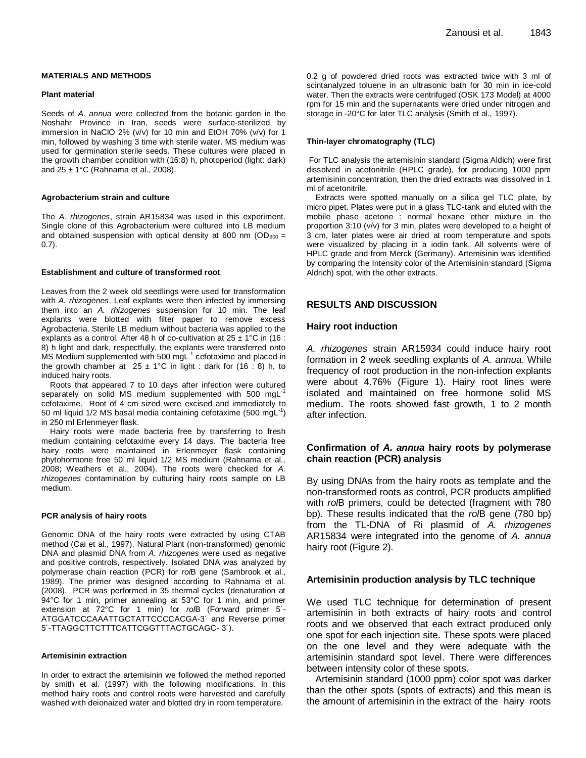## MATERIALS AND METHODS

### Plant material

Seeds of *A. annua* were collected from the botanic garden in the Noshahr Province in Iran, seeds were surface-sterilized by immersion in NaClO 2% (v/v) for 10 min and EtOH 70% (v/v) for 1 min, followed by washing 3 time with sterile water. MS medium was used for germination sterile seeds. These cultures were placed in the growth chamber condition with (16:8) h, photoperiod (light: dark) and 25 ± 1°C (Rahnama et al., 2008).

### Agrobacterium strain and culture

The *A. rhizogenes*, strain AR15834 was used in this experiment. Single clone of this Agrobacterium were cultured into LB medium and obtained suspension with optical density at 600 nm ($OD_{600}$ = 0.7).

### Establishment and culture of transformed root

Leaves from the 2 week old seedlings were used for transformation with *A. rhizogenes*. Leaf explants were then infected by immersing them into an *A. rhizogenes* suspension for 10 min. The leaf explants were blotted with filter paper to remove excess Agrobacteria. Sterile LB medium without bacteria was applied to the explants as a control. After 48 h of co-cultivation at 25 ± 1°C in (16 : 8) h light and dark, respectfully, the explants were transferred onto MS Medium supplemented with 500 $mgL^{-1}$ cefotaxime and placed in the growth chamber at 25 ± 1°C in light : dark for (16 : 8) h, to induced hairy roots.

Roots that appeared 7 to 10 days after infection were cultured separately on solid MS medium supplemented with 500 $mgL^{-1}$ cefotaxime. Root of 4 cm sized were excised and immediately to 50 ml liquid 1/2 MS basal media containing cefotaxime (500 $mgL^{-1}$) in 250 ml Erlenmeyer flask.

Hairy roots were made bacteria free by transferring to fresh medium containing cefotaxime every 14 days. The bacteria free hairy roots were maintained in Erlenmeyer flask containing phytohormone free 50 ml liquid 1/2 MS medium (Rahnama et al., 2008; Weathers et al., 2004). The roots were checked for *A. rhizogenes* contamination by culturing hairy roots sample on LB medium.

### PCR analysis of hairy roots

Genomic DNA of the hairy roots were extracted by using CTAB method (Cai et al., 1997). Natural Plant (non-transformed) genomic DNA and plasmid DNA from *A. rhizogenes* were used as negative and positive controls, respectively. Isolated DNA was analyzed by polymerase chain reaction (PCR) for *rol*B gene (Sambrook et al., 1989). The primer was designed according to Rahnama et al. (2008). PCR was performed in 35 thermal cycles (denaturation at 94°C for 1 min, primer annealing at 53°C for 1 min, and primer extension at 72°C for 1 min) for *rol*B (Forward primer 5´-ATGGATCCCAAATTGCTATTCCCCACGA-3´ and Reverse primer 5´-TTAGGCTTCTTTCATTCGGTTTACTGCAGC- 3´).

### Artemisinin extraction

In order to extract the artemisinin we followed the method reported by smith et al. (1997) with the following modifications. In this method hairy roots and control roots were harvested and carefully washed with deionaized water and blotted dry in room temperature. 0.2 g of powdered dried roots was extracted twice with 3 ml of scintanalyzed toluene in an ultrasonic bath for 30 min in ice-cold water. Then the extracts were centrifuged (OSK 173 Model) at 4000 rpm for 15 min and the supernatants were dried under nitrogen and storage in -20°C for later TLC analysis (Smith et al., 1997).

### Thin-layer chromatography (TLC)

For TLC analysis the artemisinin standard (Sigma Aldich) were first dissolved in acetonitrile (HPLC grade), for producing 1000 ppm artemisinin concentration, then the dried extracts was dissolved in 1 ml of acetonitrile.

Extracts were spotted manually on a silica gel TLC plate, by micro pipet. Plates were put in a glass TLC-tank and eluted with the mobile phase acetone : normal hexane ether mixture in the proportion 3:10 (v/v) for 3 min, plates were developed to a height of 3 cm, later plates were air dried at room temperature and spots were visualized by placing in a iodin tank. All solvents were of HPLC grade and from Merck (Germany). Artemisinin was identified by comparing the Intensity color of the Artemisinin standard (Sigma Aldrich) spot, with the other extracts.

## RESULTS AND DISCUSSION

### Hairy root induction

*A. rhizogenes* strain AR15934 could induce hairy root formation in 2 week seedling explants of *A. annua*. While frequency of root production in the non-infection explants were about 4.76% (Figure 1). Hairy root lines were isolated and maintained on free hormone solid MS medium. The roots showed fast growth, 1 to 2 month after infection.

### Confirmation of *A. annua* hairy roots by polymerase chain reaction (PCR) analysis

By using DNAs from the hairy roots as template and the non-transformed roots as control, PCR products amplified with *rol*B primers, could be detected (fragment with 780 bp). These results indicated that the *rol*B gene (780 bp) from the TL-DNA of Ri plasmid of *A. rhizogenes* AR15834 were integrated into the genome of *A. annua* hairy root (Figure 2).

### Artemisinin production analysis by TLC technique

We used TLC technique for determination of present artemisinin in both extracts of hairy roots and control roots and we observed that each extract produced only one spot for each injection site. These spots were placed on the one level and they were adequate with the artemisinin standard spot level. There were differences between intensity color of these spots.

Artemisinin standard (1000 ppm) color spot was darker than the other spots (spots of extracts) and this mean is the amount of artemisinin in the extract of the hairy roots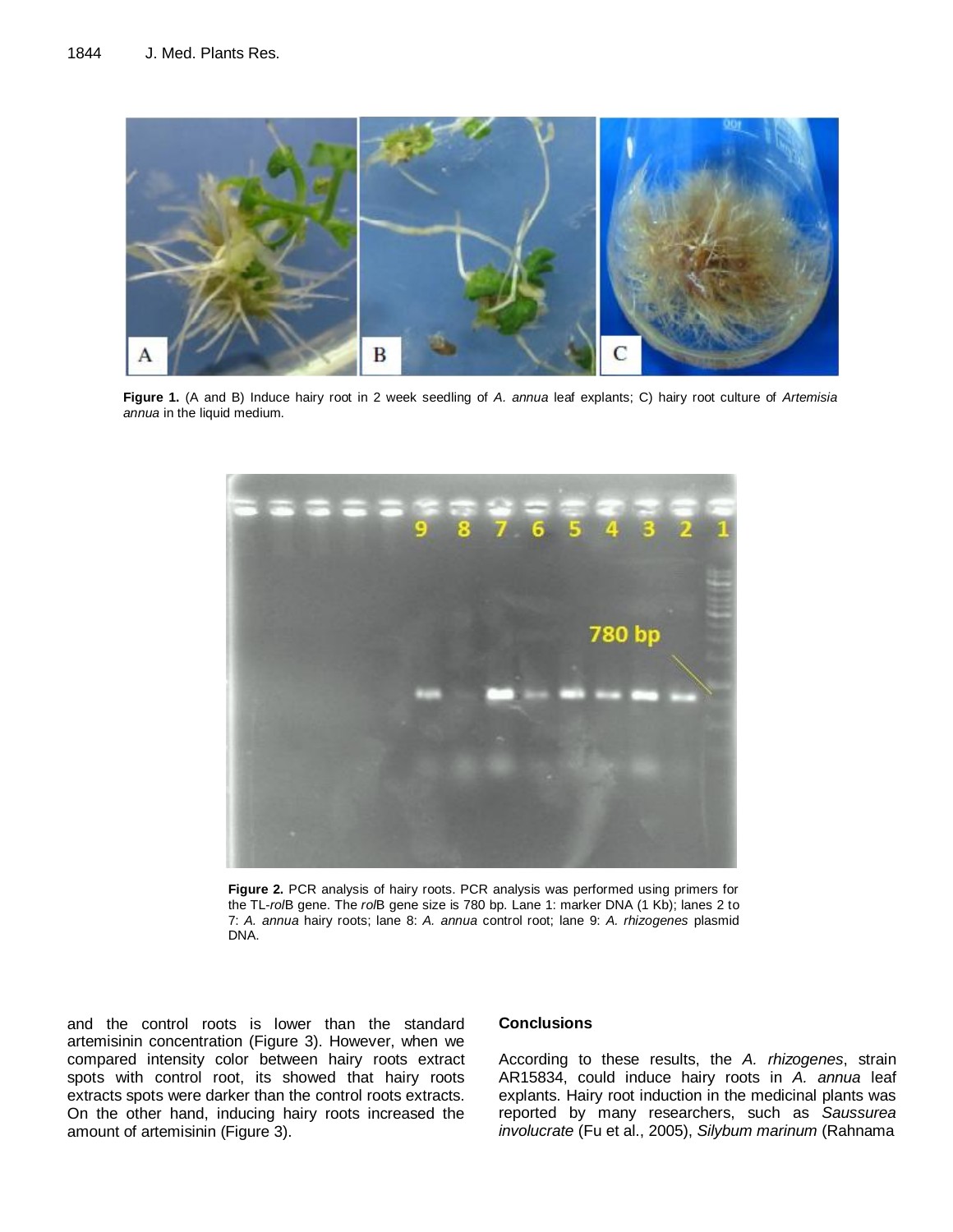**Figure 1.** (A and B) Induce hairy root in 2 week seedling of *A. annua* leaf explants; C) hairy root culture of *Artemisia annua* in the liquid medium.

**Figure 2.** PCR analysis of hairy roots. PCR analysis was performed using primers for the TL-*rol*B gene. The *rol*B gene size is 780 bp. Lane 1: marker DNA (1 Kb); lanes 2 to 7: *A. annua* hairy roots; lane 8: *A. annua* control root; lane 9: *A. rhizogenes* plasmid DNA.

and the control roots is lower than the standard artemisinin concentration (Figure 3). However, when we compared intensity color between hairy roots extract spots with control root, its showed that hairy roots extracts spots were darker than the control roots extracts. On the other hand, inducing hairy roots increased the amount of artemisinin (Figure 3).

## Conclusions

According to these results, the *A. rhizogenes*, strain AR15834, could induce hairy roots in *A. annua* leaf explants. Hairy root induction in the medicinal plants was reported by many researchers, such as *Saussurea involucrate* (Fu et al., 2005), *Silybum marinum* (Rahnama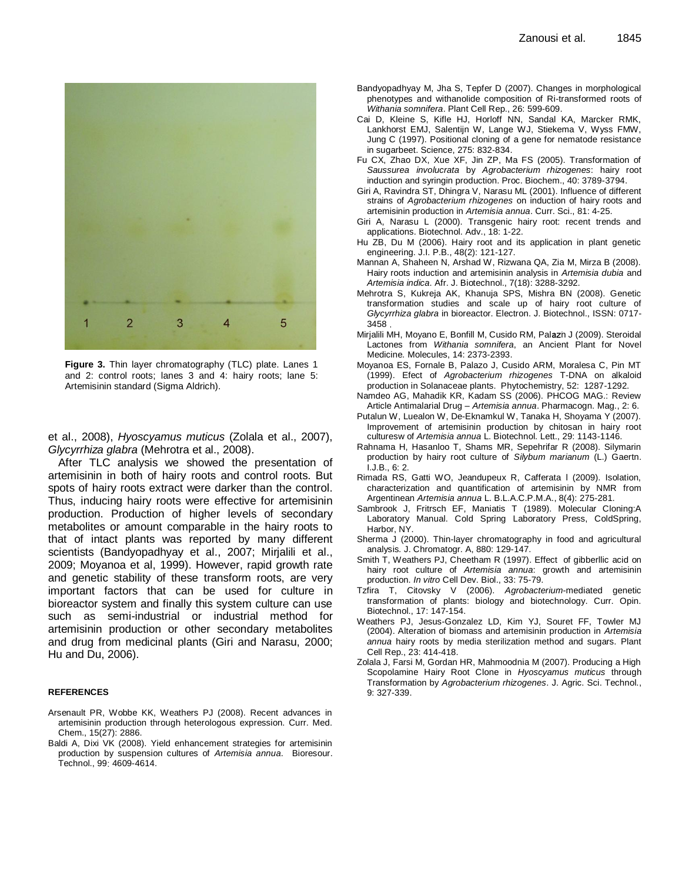1 2 3 4 5

**Figure 3.** Thin layer chromatography (TLC) plate. Lanes 1 and 2: control roots; lanes 3 and 4: hairy roots; lane 5: Artemisinin standard (Sigma Aldrich).

et al., 2008), *Hyoscyamus muticus* (Zolala et al., 2007), *Glycyrrhiza glabra* (Mehrotra et al., 2008).

After TLC analysis we showed the presentation of artemisinin in both of hairy roots and control roots. But spots of hairy roots extract were darker than the control. Thus, inducing hairy roots were effective for artemisinin production. Production of higher levels of secondary metabolites or amount comparable in the hairy roots to that of intact plants was reported by many different scientists (Bandyopadhyay et al., 2007; Mirjalili et al., 2009; Moyanoa et al, 1999). However, rapid growth rate and genetic stability of these transform roots, are very important factors that can be used for culture in bioreactor system and finally this system culture can use such as semi-industrial or industrial method for artemisinin production or other secondary metabolites and drug from medicinal plants (Giri and Narasu, 2000; Hu and Du, 2006).

## REFERENCES

Arsenault PR, Wobbe KK, Weathers PJ (2008). Recent advances in artemisinin production through heterologous expression. Curr. Med. Chem., 15(27): 2886.

Baldi A, Dixi VK (2008). Yield enhancement strategies for artemisinin production by suspension cultures of *Artemisia annua*. Bioresour. Technol., 99: 4609-4614.

Bandyopadhyay M, Jha S, Tepfer D (2007). Changes in morphological phenotypes and withanolide composition of Ri-transformed roots of *Withania somnifera*. Plant Cell Rep., 26: 599-609.

Cai D, Kleine S, Kifle HJ, Horloff NN, Sandal KA, Marcker RMK, Lankhorst EMJ, Salentijn W, Lange WJ, Stiekema V, Wyss FMW, Jung C (1997). Positional cloning of a gene for nematode resistance in sugarbeet. Science, 275: 832-834.

Fu CX, Zhao DX, Xue XF, Jin ZP, Ma FS (2005). Transformation of *Saussurea involucrata* by *Agrobacterium rhizogenes*: hairy root induction and syringin production. Proc. Biochem., 40: 3789-3794.

Giri A, Ravindra ST, Dhingra V, Narasu ML (2001). Influence of different strains of *Agrobacterium rhizogenes* on induction of hairy roots and artemisinin production in *Artemisia annua*. Curr. Sci., 81: 4-25.

Giri A, Narasu L (2000). Transgenic hairy root: recent trends and applications. Biotechnol. Adv., 18: 1-22.

Hu ZB, Du M (2006). Hairy root and its application in plant genetic engineering. J.I. P.B., 48(2): 121-127.

Mannan A, Shaheen N, Arshad W, Rizwana QA, Zia M, Mirza B (2008). Hairy roots induction and artemisinin analysis in *Artemisia dubia* and *Artemisia indica*. Afr. J. Biotechnol., 7(18): 3288-3292.

Mehrotra S, Kukreja AK, Khanuja SPS, Mishra BN (2008). Genetic transformation studies and scale up of hairy root culture of *Glycyrrhiza glabra* in bioreactor. Electron. J. Biotechnol., ISSN: 0717-3458 .

Mirjalili MH, Moyano E, Bonfill M, Cusido RM, Palazn J (2009). Steroidal Lactones from *Withania somnifera*, an Ancient Plant for Novel Medicine. Molecules, 14: 2373-2393.

Moyanoa ES, Fornale B, Palazo J, Cusido ARM, Moralesa C, Pin MT (1999). Efect of *Agrobacterium rhizogenes* T-DNA on alkaloid production in Solanaceae plants. Phytochemistry, 52: 1287-1292.

Namdeo AG, Mahadik KR, Kadam SS (2006). PHCOG MAG.: Review Article Antimalarial Drug – *Artemisia annua*. Pharmacogn. Mag., 2: 6.

Putalun W, Luealon W, De-Eknamkul W, Tanaka H, Shoyama Y (2007). Improvement of artemisinin production by chitosan in hairy root culturesw of *Artemisia annua* L. Biotechnol. Lett., 29: 1143-1146.

Rahnama H, Hasanloo T, Shams MR, Sepehrifar R (2008). Silymarin production by hairy root culture of *Silybum marianum* (L.) Gaertn. I.J.B., 6: 2.

Rimada RS, Gatti WO, Jeandupeux R, Cafferata I (2009). Isolation, characterization and quantification of artemisinin by NMR from Argentinean *Artemisia annua* L. B.L.A.C.P.M.A., 8(4): 275-281.

Sambrook J, Fritrsch EF, Maniatis T (1989). Molecular Cloning:A Laboratory Manual. Cold Spring Laboratory Press, ColdSpring, Harbor, NY.

Sherma J (2000). Thin-layer chromatography in food and agricultural analysis. J. Chromatogr. A, 880: 129-147.

Smith T, Weathers PJ, Cheetham R (1997). Effect of gibberllic acid on hairy root culture of *Artemisia annua*: growth and artemisinin production. *In vitro* Cell Dev. Biol., 33: 75-79.

Tzfira T, Citovsky V (2006). *Agrobacterium*-mediated genetic transformation of plants: biology and biotechnology. Curr. Opin. Biotechnol., 17: 147-154.

Weathers PJ, Jesus-Gonzalez LD, Kim YJ, Souret FF, Towler MJ (2004). Alteration of biomass and artemisinin production in *Artemisia annua* hairy roots by media sterilization method and sugars. Plant Cell Rep., 23: 414-418.

Zolala J, Farsi M, Gordan HR, Mahmoodnia M (2007). Producing a High Scopolamine Hairy Root Clone in *Hyoscyamus muticus* through Transformation by *Agrobacterium rhizogenes*. J. Agric. Sci. Technol., 9: 327-339.